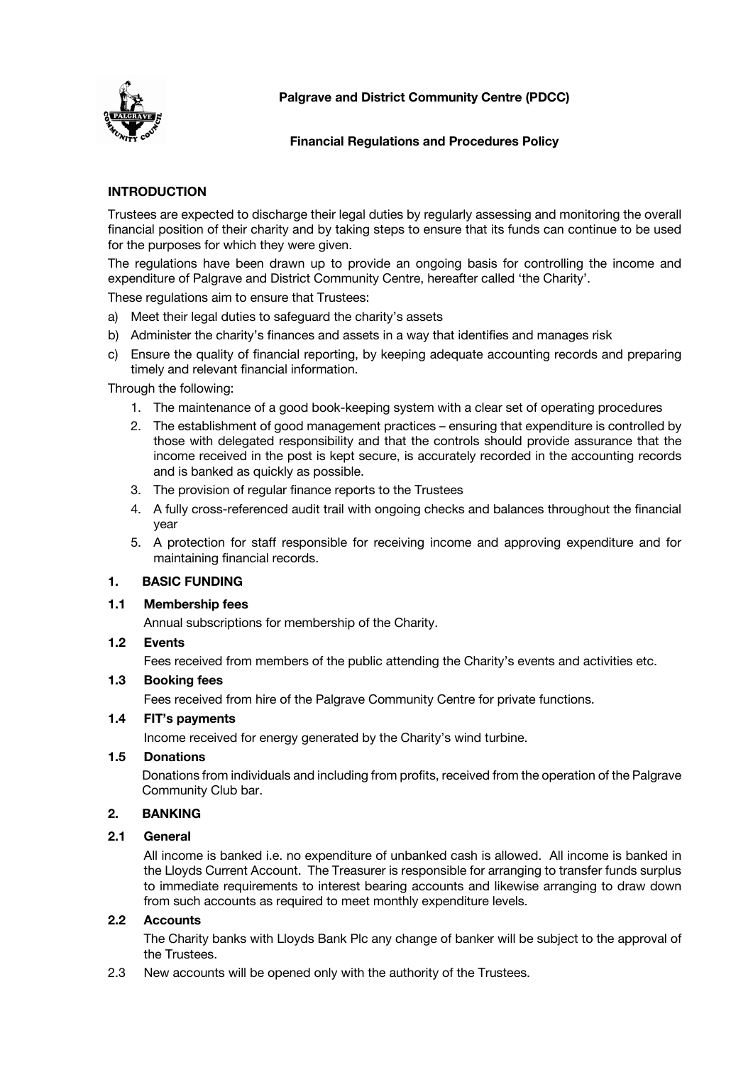**Palgrave and District Community Centre (PDCC)**

**Financial Regulations and Procedures Policy**

## INTRODUCTION

Trustees are expected to discharge their legal duties by regularly assessing and monitoring the overall financial position of their charity and by taking steps to ensure that its funds can continue to be used for the purposes for which they were given.

The regulations have been drawn up to provide an ongoing basis for controlling the income and expenditure of Palgrave and District Community Centre, hereafter called 'the Charity'.

These regulations aim to ensure that Trustees:

a) Meet their legal duties to safeguard the charity's assets
b) Administer the charity's finances and assets in a way that identifies and manages risk
c) Ensure the quality of financial reporting, by keeping adequate accounting records and preparing timely and relevant financial information.

Through the following:

1. The maintenance of a good book-keeping system with a clear set of operating procedures
2. The establishment of good management practices – ensuring that expenditure is controlled by those with delegated responsibility and that the controls should provide assurance that the income received in the post is kept secure, is accurately recorded in the accounting records and is banked as quickly as possible.
3. The provision of regular finance reports to the Trustees
4. A fully cross-referenced audit trail with ongoing checks and balances throughout the financial year
5. A protection for staff responsible for receiving income and approving expenditure and for maintaining financial records.

## 1. BASIC FUNDING

### 1.1 Membership fees

Annual subscriptions for membership of the Charity.

### 1.2 Events

Fees received from members of the public attending the Charity's events and activities etc.

### 1.3 Booking fees

Fees received from hire of the Palgrave Community Centre for private functions.

### 1.4 FIT's payments

Income received for energy generated by the Charity's wind turbine.

### 1.5 Donations

Donations from individuals and including from profits, received from the operation of the Palgrave Community Club bar.

## 2. BANKING

### 2.1 General

All income is banked i.e. no expenditure of unbanked cash is allowed. All income is banked in the Lloyds Current Account. The Treasurer is responsible for arranging to transfer funds surplus to immediate requirements to interest bearing accounts and likewise arranging to draw down from such accounts as required to meet monthly expenditure levels.

### 2.2 Accounts

The Charity banks with Lloyds Bank Plc any change of banker will be subject to the approval of the Trustees.

2.3 New accounts will be opened only with the authority of the Trustees.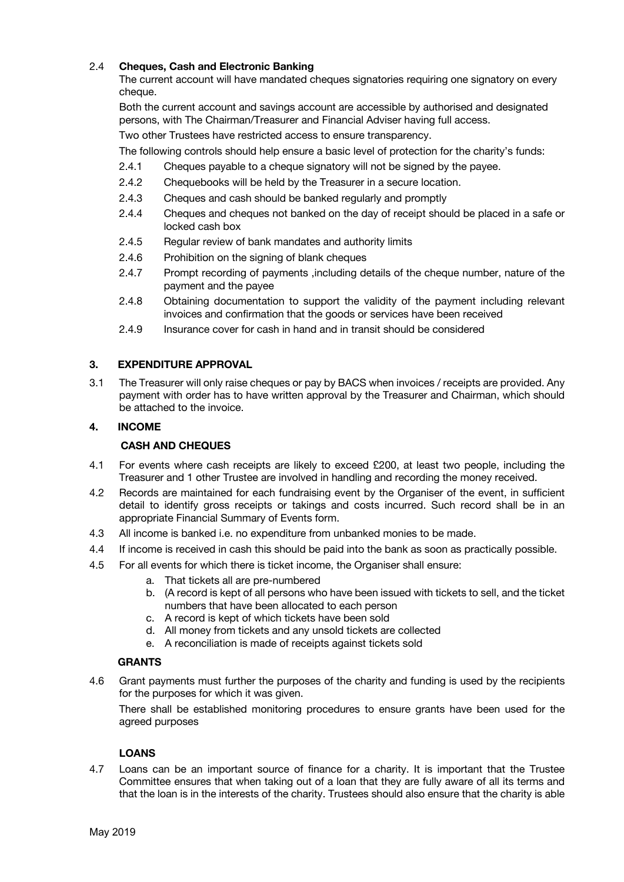### 2.4 Cheques, Cash and Electronic Banking

The current account will have mandated cheques signatories requiring one signatory on every cheque.

Both the current account and savings account are accessible by authorised and designated persons, with The Chairman/Treasurer and Financial Adviser having full access.

Two other Trustees have restricted access to ensure transparency.

The following controls should help ensure a basic level of protection for the charity's funds:

- 2.4.1 Cheques payable to a cheque signatory will not be signed by the payee.
- 2.4.2 Chequebooks will be held by the Treasurer in a secure location.
- 2.4.3 Cheques and cash should be banked regularly and promptly
- 2.4.4 Cheques and cheques not banked on the day of receipt should be placed in a safe or locked cash box
- 2.4.5 Regular review of bank mandates and authority limits
- 2.4.6 Prohibition on the signing of blank cheques
- 2.4.7 Prompt recording of payments ,including details of the cheque number, nature of the payment and the payee
- 2.4.8 Obtaining documentation to support the validity of the payment including relevant invoices and confirmation that the goods or services have been received
- 2.4.9 Insurance cover for cash in hand and in transit should be considered

## 3. EXPENDITURE APPROVAL

3.1 The Treasurer will only raise cheques or pay by BACS when invoices / receipts are provided. Any payment with order has to have written approval by the Treasurer and Chairman, which should be attached to the invoice.

## 4. INCOME

### CASH AND CHEQUES

4.1 For events where cash receipts are likely to exceed £200, at least two people, including the Treasurer and 1 other Trustee are involved in handling and recording the money received.

4.2 Records are maintained for each fundraising event by the Organiser of the event, in sufficient detail to identify gross receipts or takings and costs incurred. Such record shall be in an appropriate Financial Summary of Events form.

4.3 All income is banked i.e. no expenditure from unbanked monies to be made.

4.4 If income is received in cash this should be paid into the bank as soon as practically possible.

4.5 For all events for which there is ticket income, the Organiser shall ensure:

a. That tickets all are pre-numbered
b. (A record is kept of all persons who have been issued with tickets to sell, and the ticket numbers that have been allocated to each person
c. A record is kept of which tickets have been sold
d. All money from tickets and any unsold tickets are collected
e. A reconciliation is made of receipts against tickets sold

### GRANTS

4.6 Grant payments must further the purposes of the charity and funding is used by the recipients for the purposes for which it was given.

There shall be established monitoring procedures to ensure grants have been used for the agreed purposes

### LOANS

4.7 Loans can be an important source of finance for a charity. It is important that the Trustee Committee ensures that when taking out of a loan that they are fully aware of all its terms and that the loan is in the interests of the charity. Trustees should also ensure that the charity is able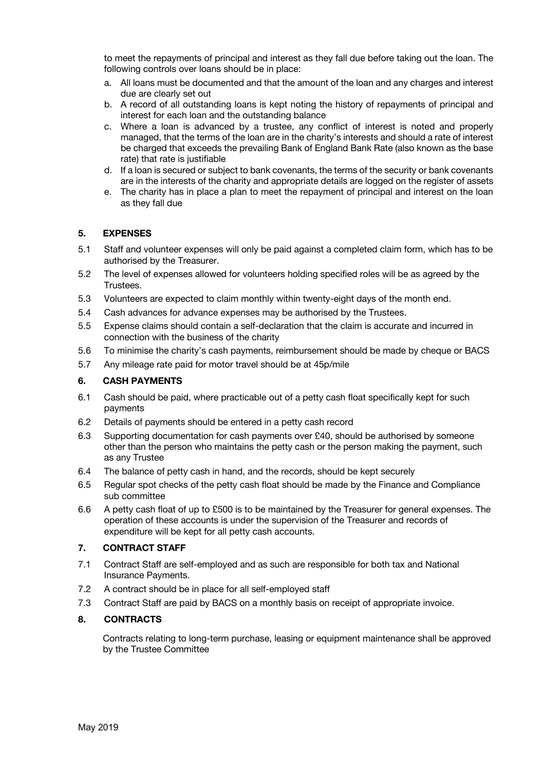to meet the repayments of principal and interest as they fall due before taking out the loan. The following controls over loans should be in place:

a. All loans must be documented and that the amount of the loan and any charges and interest due are clearly set out
b. A record of all outstanding loans is kept noting the history of repayments of principal and interest for each loan and the outstanding balance
c. Where a loan is advanced by a trustee, any conflict of interest is noted and properly managed, that the terms of the loan are in the charity's interests and should a rate of interest be charged that exceeds the prevailing Bank of England Bank Rate (also known as the base rate) that rate is justifiable
d. If a loan is secured or subject to bank covenants, the terms of the security or bank covenants are in the interests of the charity and appropriate details are logged on the register of assets
e. The charity has in place a plan to meet the repayment of principal and interest on the loan as they fall due

## 5. EXPENSES

5.1 Staff and volunteer expenses will only be paid against a completed claim form, which has to be authorised by the Treasurer.

5.2 The level of expenses allowed for volunteers holding specified roles will be as agreed by the Trustees.

5.3 Volunteers are expected to claim monthly within twenty-eight days of the month end.

5.4 Cash advances for advance expenses may be authorised by the Trustees.

5.5 Expense claims should contain a self-declaration that the claim is accurate and incurred in connection with the business of the charity

5.6 To minimise the charity's cash payments, reimbursement should be made by cheque or BACS

5.7 Any mileage rate paid for motor travel should be at 45p/mile

## 6. CASH PAYMENTS

6.1 Cash should be paid, where practicable out of a petty cash float specifically kept for such payments

6.2 Details of payments should be entered in a petty cash record

6.3 Supporting documentation for cash payments over £40, should be authorised by someone other than the person who maintains the petty cash or the person making the payment, such as any Trustee

6.4 The balance of petty cash in hand, and the records, should be kept securely

6.5 Regular spot checks of the petty cash float should be made by the Finance and Compliance sub committee

6.6 A petty cash float of up to £500 is to be maintained by the Treasurer for general expenses. The operation of these accounts is under the supervision of the Treasurer and records of expenditure will be kept for all petty cash accounts.

## 7. CONTRACT STAFF

7.1 Contract Staff are self-employed and as such are responsible for both tax and National Insurance Payments.

7.2 A contract should be in place for all self-employed staff

7.3 Contract Staff are paid by BACS on a monthly basis on receipt of appropriate invoice.

## 8. CONTRACTS

Contracts relating to long-term purchase, leasing or equipment maintenance shall be approved by the Trustee Committee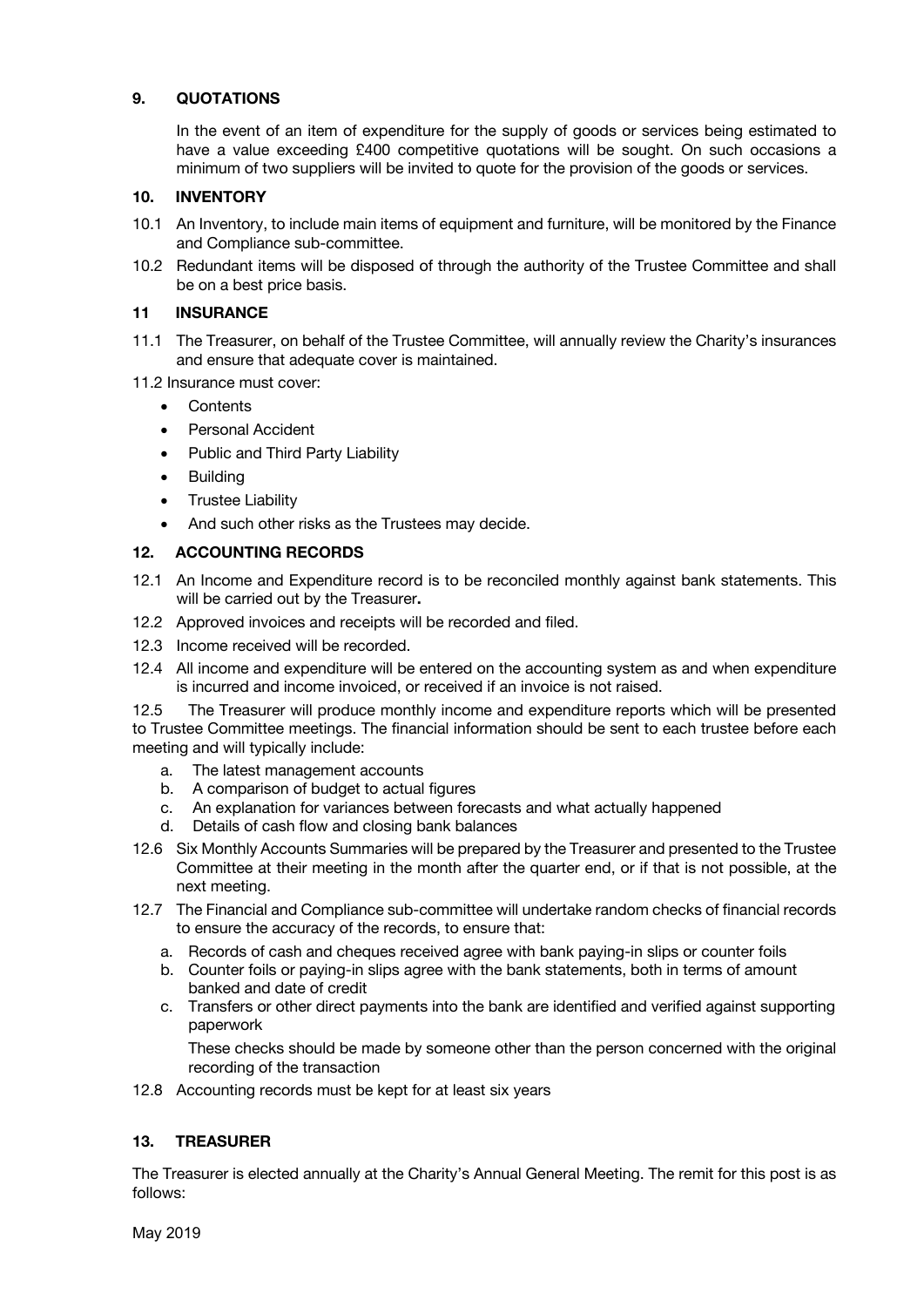## 9. QUOTATIONS

In the event of an item of expenditure for the supply of goods or services being estimated to have a value exceeding £400 competitive quotations will be sought. On such occasions a minimum of two suppliers will be invited to quote for the provision of the goods or services.

## 10. INVENTORY

10.1 An Inventory, to include main items of equipment and furniture, will be monitored by the Finance and Compliance sub-committee.

10.2 Redundant items will be disposed of through the authority of the Trustee Committee and shall be on a best price basis.

## 11 INSURANCE

11.1 The Treasurer, on behalf of the Trustee Committee, will annually review the Charity's insurances and ensure that adequate cover is maintained.

11.2 Insurance must cover:

- Contents
- Personal Accident
- Public and Third Party Liability
- Building
- Trustee Liability
- And such other risks as the Trustees may decide.

## 12. ACCOUNTING RECORDS

12.1 An Income and Expenditure record is to be reconciled monthly against bank statements. This will be carried out by the Treasurer**.**

12.2 Approved invoices and receipts will be recorded and filed.

12.3 Income received will be recorded.

12.4 All income and expenditure will be entered on the accounting system as and when expenditure is incurred and income invoiced, or received if an invoice is not raised.

12.5 The Treasurer will produce monthly income and expenditure reports which will be presented to Trustee Committee meetings. The financial information should be sent to each trustee before each meeting and will typically include:

a. The latest management accounts
b. A comparison of budget to actual figures
c. An explanation for variances between forecasts and what actually happened
d. Details of cash flow and closing bank balances

12.6 Six Monthly Accounts Summaries will be prepared by the Treasurer and presented to the Trustee Committee at their meeting in the month after the quarter end, or if that is not possible, at the next meeting.

12.7 The Financial and Compliance sub-committee will undertake random checks of financial records to ensure the accuracy of the records, to ensure that:

a. Records of cash and cheques received agree with bank paying-in slips or counter foils
b. Counter foils or paying-in slips agree with the bank statements, both in terms of amount banked and date of credit
c. Transfers or other direct payments into the bank are identified and verified against supporting paperwork

These checks should be made by someone other than the person concerned with the original recording of the transaction

12.8 Accounting records must be kept for at least six years

## 13. TREASURER

The Treasurer is elected annually at the Charity's Annual General Meeting. The remit for this post is as follows: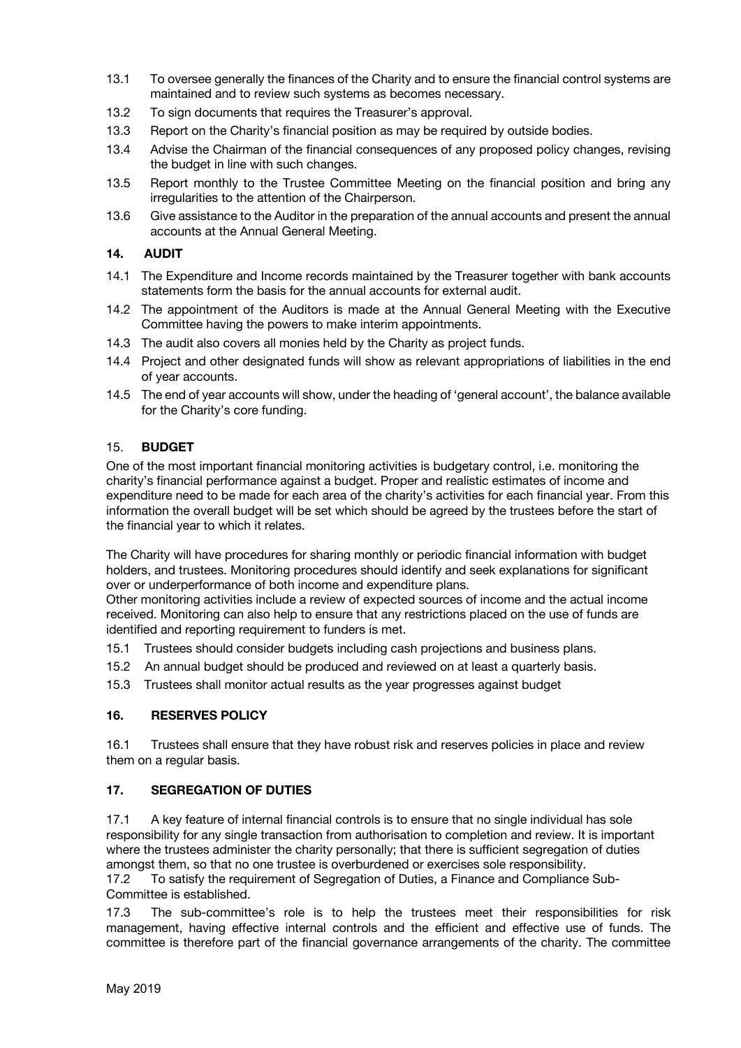13.1 To oversee generally the finances of the Charity and to ensure the financial control systems are maintained and to review such systems as becomes necessary.

13.2 To sign documents that requires the Treasurer's approval.

13.3 Report on the Charity's financial position as may be required by outside bodies.

13.4 Advise the Chairman of the financial consequences of any proposed policy changes, revising the budget in line with such changes.

13.5 Report monthly to the Trustee Committee Meeting on the financial position and bring any irregularities to the attention of the Chairperson.

13.6 Give assistance to the Auditor in the preparation of the annual accounts and present the annual accounts at the Annual General Meeting.

## 14. AUDIT

14.1 The Expenditure and Income records maintained by the Treasurer together with bank accounts statements form the basis for the annual accounts for external audit.

14.2 The appointment of the Auditors is made at the Annual General Meeting with the Executive Committee having the powers to make interim appointments.

14.3 The audit also covers all monies held by the Charity as project funds.

14.4 Project and other designated funds will show as relevant appropriations of liabilities in the end of year accounts.

14.5 The end of year accounts will show, under the heading of 'general account', the balance available for the Charity's core funding.

## 15. BUDGET

One of the most important financial monitoring activities is budgetary control, i.e. monitoring the charity's financial performance against a budget. Proper and realistic estimates of income and expenditure need to be made for each area of the charity's activities for each financial year. From this information the overall budget will be set which should be agreed by the trustees before the start of the financial year to which it relates.

The Charity will have procedures for sharing monthly or periodic financial information with budget holders, and trustees. Monitoring procedures should identify and seek explanations for significant over or underperformance of both income and expenditure plans.

Other monitoring activities include a review of expected sources of income and the actual income received. Monitoring can also help to ensure that any restrictions placed on the use of funds are identified and reporting requirement to funders is met.

15.1 Trustees should consider budgets including cash projections and business plans.

15.2 An annual budget should be produced and reviewed on at least a quarterly basis.

15.3 Trustees shall monitor actual results as the year progresses against budget

## 16. RESERVES POLICY

16.1 Trustees shall ensure that they have robust risk and reserves policies in place and review them on a regular basis.

## 17. SEGREGATION OF DUTIES

17.1 A key feature of internal financial controls is to ensure that no single individual has sole responsibility for any single transaction from authorisation to completion and review. It is important where the trustees administer the charity personally; that there is sufficient segregation of duties amongst them, so that no one trustee is overburdened or exercises sole responsibility.

17.2 To satisfy the requirement of Segregation of Duties, a Finance and Compliance Sub-Committee is established.

17.3 The sub-committee's role is to help the trustees meet their responsibilities for risk management, having effective internal controls and the efficient and effective use of funds. The committee is therefore part of the financial governance arrangements of the charity. The committee

May 2019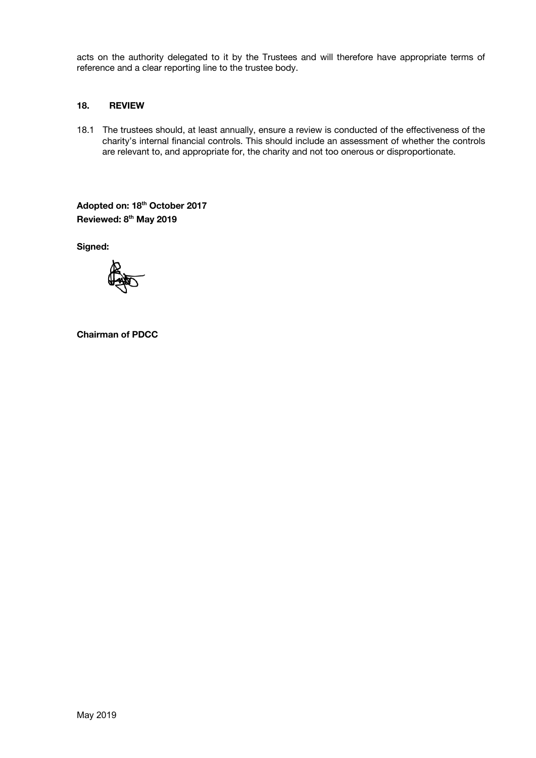acts on the authority delegated to it by the Trustees and will therefore have appropriate terms of reference and a clear reporting line to the trustee body.

## 18. REVIEW

18.1 The trustees should, at least annually, ensure a review is conducted of the effectiveness of the charity's internal financial controls. This should include an assessment of whether the controls are relevant to, and appropriate for, the charity and not too onerous or disproportionate.

**Adopted on: 18th October 2017**
**Reviewed: 8th May 2019**

**Signed:**

**Chairman of PDCC**